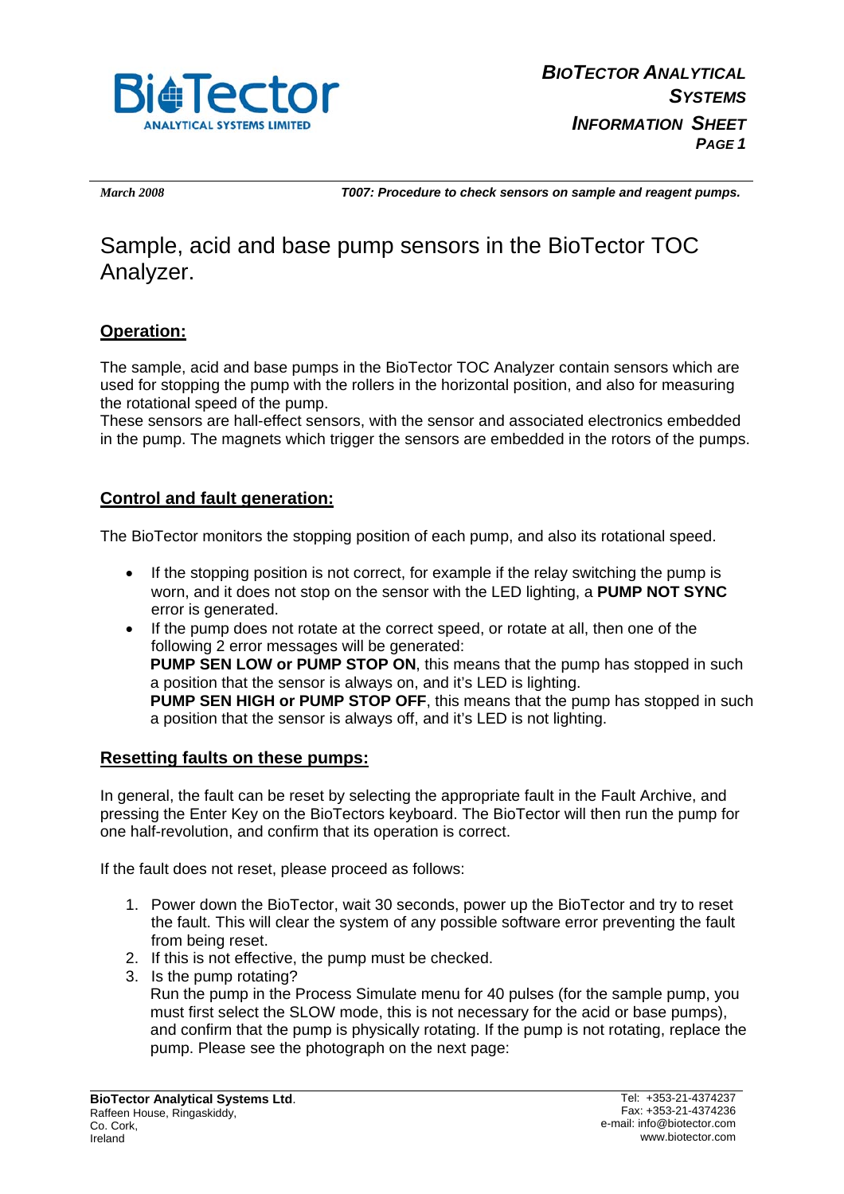*March 2008* ***T007: Procedure to check sensors on sample and reagent pumps.***

# Sample, acid and base pump sensors in the BioTector TOC Analyzer.

## Operation:

The sample, acid and base pumps in the BioTector TOC Analyzer contain sensors which are used for stopping the pump with the rollers in the horizontal position, and also for measuring the rotational speed of the pump.
These sensors are hall-effect sensors, with the sensor and associated electronics embedded in the pump. The magnets which trigger the sensors are embedded in the rotors of the pumps.

## Control and fault generation:

The BioTector monitors the stopping position of each pump, and also its rotational speed.

- If the stopping position is not correct, for example if the relay switching the pump is worn, and it does not stop on the sensor with the LED lighting, a **PUMP NOT SYNC** error is generated.
- If the pump does not rotate at the correct speed, or rotate at all, then one of the following 2 error messages will be generated:
  **PUMP SEN LOW or PUMP STOP ON**, this means that the pump has stopped in such a position that the sensor is always on, and it's LED is lighting.
  **PUMP SEN HIGH or PUMP STOP OFF**, this means that the pump has stopped in such a position that the sensor is always off, and it's LED is not lighting.

## Resetting faults on these pumps:

In general, the fault can be reset by selecting the appropriate fault in the Fault Archive, and pressing the Enter Key on the BioTectors keyboard. The BioTector will then run the pump for one half-revolution, and confirm that its operation is correct.

If the fault does not reset, please proceed as follows:

1. Power down the BioTector, wait 30 seconds, power up the BioTector and try to reset the fault. This will clear the system of any possible software error preventing the fault from being reset.
2. If this is not effective, the pump must be checked.
3. Is the pump rotating?
   Run the pump in the Process Simulate menu for 40 pulses (for the sample pump, you must first select the SLOW mode, this is not necessary for the acid or base pumps), and confirm that the pump is physically rotating. If the pump is not rotating, replace the pump. Please see the photograph on the next page: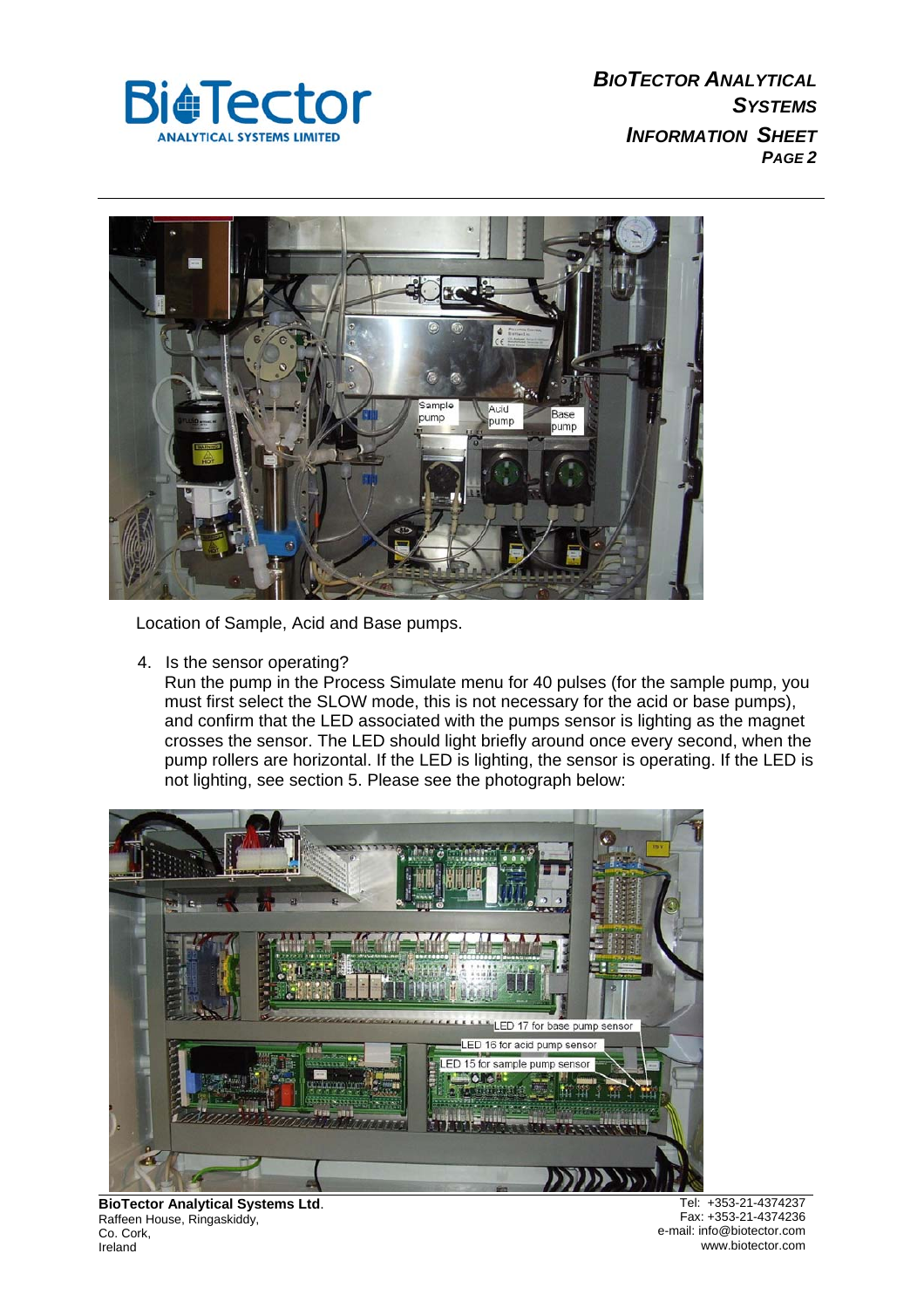Location of Sample, Acid and Base pumps.

4. Is the sensor operating?
   Run the pump in the Process Simulate menu for 40 pulses (for the sample pump, you must first select the SLOW mode, this is not necessary for the acid or base pumps), and confirm that the LED associated with the pumps sensor is lighting as the magnet crosses the sensor. The LED should light briefly around once every second, when the pump rollers are horizontal. If the LED is lighting, the sensor is operating. If the LED is not lighting, see section 5. Please see the photograph below: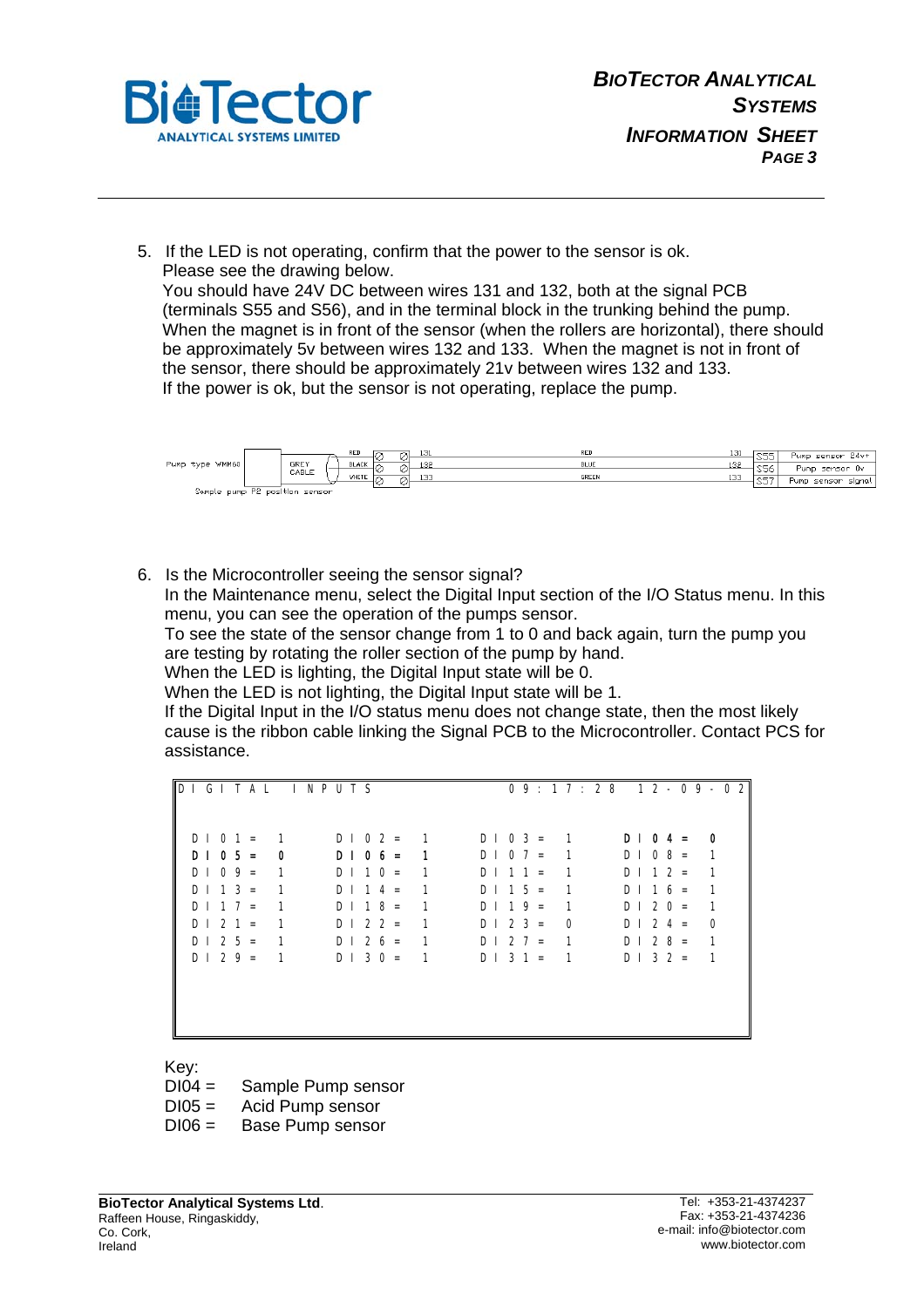5. If the LED is not operating, confirm that the power to the sensor is ok.
   Please see the drawing below.
   You should have 24V DC between wires 131 and 132, both at the signal PCB (terminals S55 and S56), and in the terminal block in the trunking behind the pump.
   When the magnet is in front of the sensor (when the rollers are horizontal), there should be approximately 5v between wires 132 and 133. When the magnet is not in front of the sensor, there should be approximately 21v between wires 132 and 133.
   If the power is ok, but the sensor is not operating, replace the pump.

Pump type WMM60 — GREY CABLE — RED / BLACK / WHITE — 131 / 132 / 133 — RED / BLUE / GREEN — 131 / 132 / 133 — S55 Pump sensor 24v+ / S56 Pump sensor 0v / S57 Pump sensor signal

Sample pump P2 position sensor

6. Is the Microcontroller seeing the sensor signal?
   In the Maintenance menu, select the Digital Input section of the I/O Status menu. In this menu, you can see the operation of the pumps sensor.
   To see the state of the sensor change from 1 to 0 and back again, turn the pump you are testing by rotating the roller section of the pump by hand.
   When the LED is lighting, the Digital Input state will be 0.
   When the LED is not lighting, the Digital Input state will be 1.
   If the Digital Input in the I/O status menu does not change state, then the most likely cause is the ribbon cable linking the Signal PCB to the Microcontroller. Contact PCS for assistance.

```
DIGITAL INPUTS                    09:17:28  12-09-02

DI01 = 1    DI02 = 1    DI03 = 1    DI04 = 0
DI05 = 0    DI06 = 1    DI07 = 1    DI08 = 1
DI09 = 1    DI10 = 1    DI11 = 1    DI12 = 1
DI13 = 1    DI14 = 1    DI15 = 1    DI16 = 1
DI17 = 1    DI18 = 1    DI19 = 1    DI20 = 1
DI21 = 1    DI22 = 1    DI23 = 0    DI24 = 0
DI25 = 1    DI26 = 1    DI27 = 1    DI28 = 1
DI29 = 1    DI30 = 1    DI31 = 1    DI32 = 1
```

Key:
DI04 = Sample Pump sensor
DI05 = Acid Pump sensor
DI06 = Base Pump sensor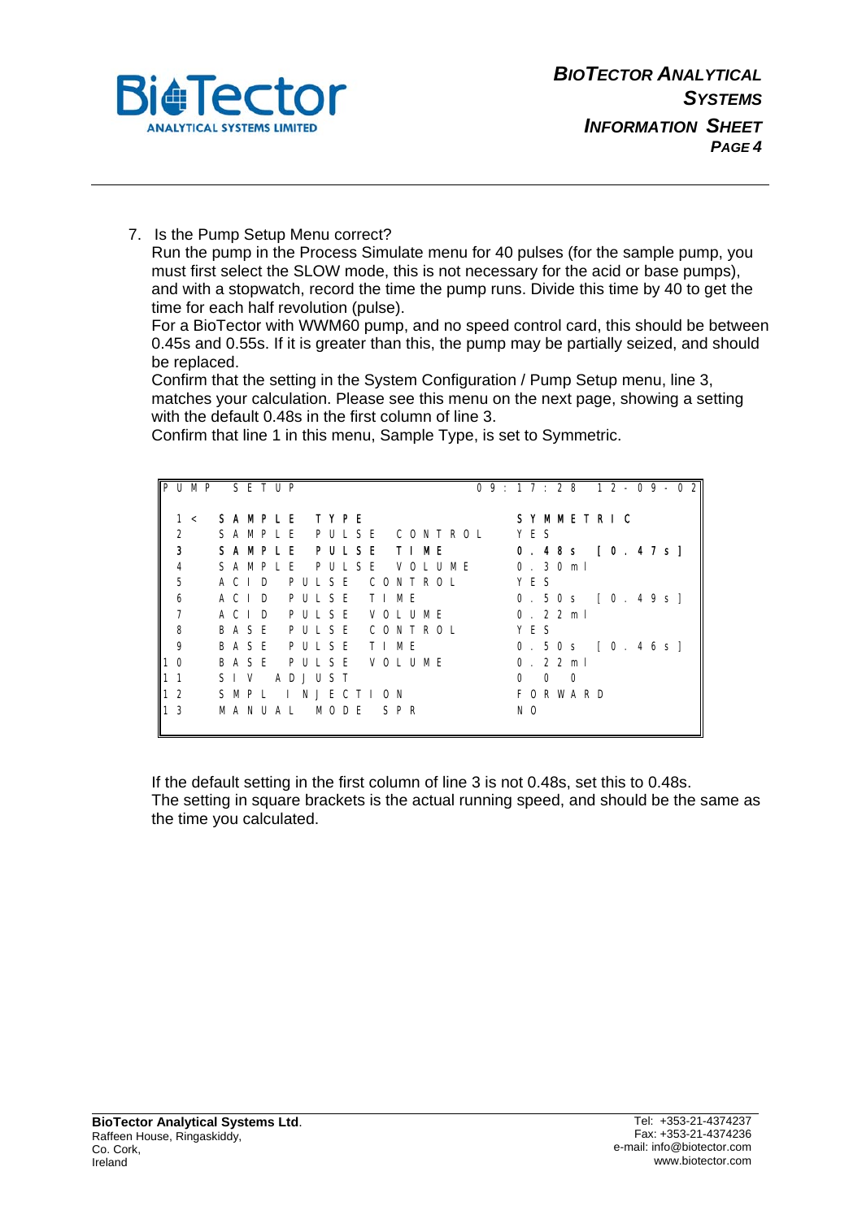7. Is the Pump Setup Menu correct?
   Run the pump in the Process Simulate menu for 40 pulses (for the sample pump, you must first select the SLOW mode, this is not necessary for the acid or base pumps), and with a stopwatch, record the time the pump runs. Divide this time by 40 to get the time for each half revolution (pulse).
   For a BioTector with WWM60 pump, and no speed control card, this should be between 0.45s and 0.55s. If it is greater than this, the pump may be partially seized, and should be replaced.
   Confirm that the setting in the System Configuration / Pump Setup menu, line 3, matches your calculation. Please see this menu on the next page, showing a setting with the default 0.48s in the first column of line 3.
   Confirm that line 1 in this menu, Sample Type, is set to Symmetric.

```
PUMP SETUP                              09:17:28  12-09-02

 1 < SAMPLE TYPE                  SYMMETRIC
 2   SAMPLE PULSE CONTROL         YES
 3   SAMPLE PULSE TIME            0.48s  [0.47s]
 4   SAMPLE PULSE VOLUME          0.30ml
 5   ACID PULSE CONTROL           YES
 6   ACID PULSE TIME              0.50s  [0.49s]
 7   ACID PULSE VOLUME            0.22ml
 8   BASE PULSE CONTROL           YES
 9   BASE PULSE TIME              0.50s  [0.46s]
10   BASE PULSE VOLUME            0.22ml
11   SIV ADJUST                   0  0  0
12   SMPL INJECTION               FORWARD
13   MANUAL MODE SPR              NO
```

If the default setting in the first column of line 3 is not 0.48s, set this to 0.48s.
The setting in square brackets is the actual running speed, and should be the same as the time you calculated.